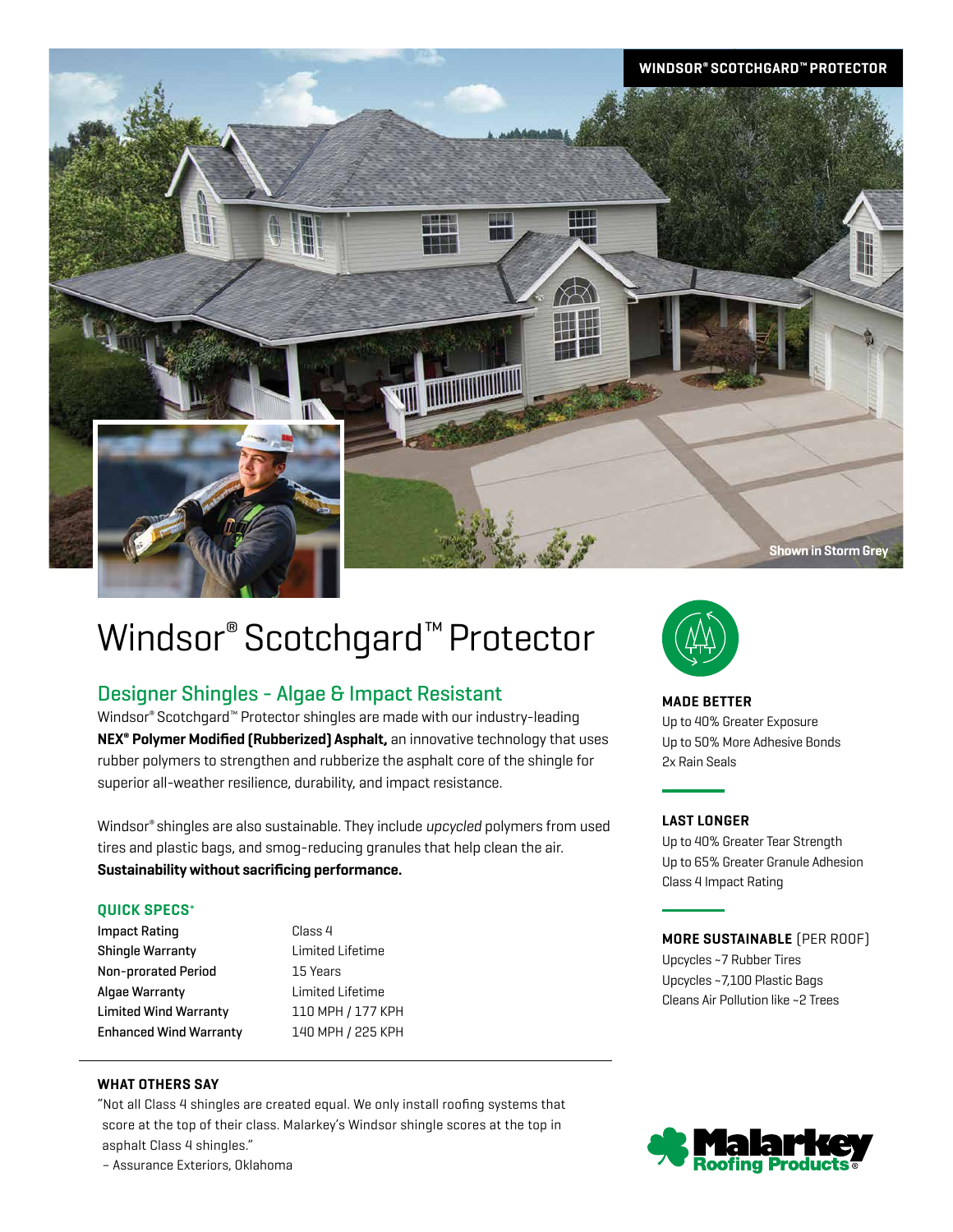WINDSOR® SCOTCHGARD™ PROTECTOR

Shown in Storm Grey

# Windsor® Scotchgard™ Protector

## Designer Shingles - Algae & Impact Resistant

Windsor® Scotchgard™ Protector shingles are made with our industry-leading **NEX® Polymer Modified (Rubberized) Asphalt,** an innovative technology that uses rubber polymers to strengthen and rubberize the asphalt core of the shingle for superior all-weather resilience, durability, and impact resistance.

Windsor® shingles are also sustainable. They include *upcycled* polymers from used tires and plastic bags, and smog-reducing granules that help clean the air. **Sustainability without sacrificing performance.**

### QUICK SPECS+

| | |
|---|---|
| Impact Rating | Class 4 |
| Shingle Warranty | Limited Lifetime |
| Non-prorated Period | 15 Years |
| Algae Warranty | Limited Lifetime |
| Limited Wind Warranty | 110 MPH / 177 KPH |
| Enhanced Wind Warranty | 140 MPH / 225 KPH |

### WHAT OTHERS SAY

"Not all Class 4 shingles are created equal. We only install roofing systems that score at the top of their class. Malarkey's Windsor shingle scores at the top in asphalt Class 4 shingles."

– Assurance Exteriors, Oklahoma

### MADE BETTER

Up to 40% Greater Exposure
Up to 50% More Adhesive Bonds
2x Rain Seals

### LAST LONGER

Up to 40% Greater Tear Strength
Up to 65% Greater Granule Adhesion
Class 4 Impact Rating

### MORE SUSTAINABLE (PER ROOF)

Upcycles ~7 Rubber Tires
Upcycles ~7,100 Plastic Bags
Cleans Air Pollution like ~2 Trees

Malarkey Roofing Products®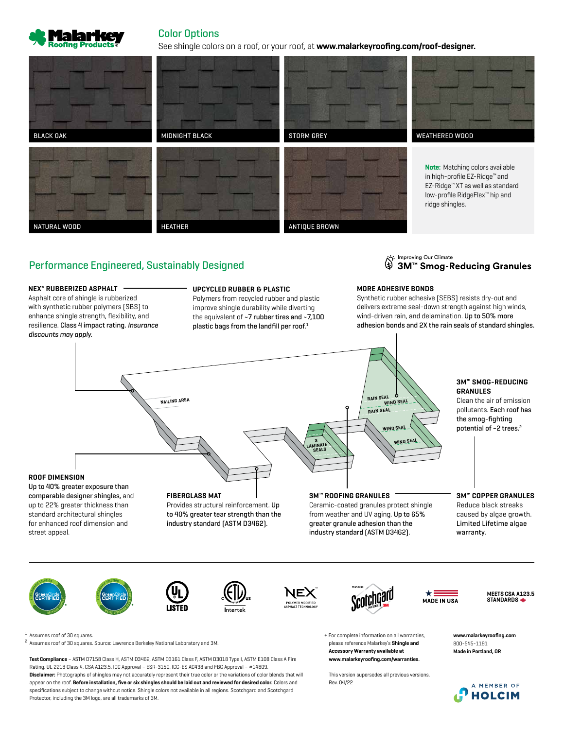## Color Options

See shingle colors on a roof, or your roof, at **www.malarkeyroofing.com/roof-designer.**

BLACK OAK

MIDNIGHT BLACK

STORM GREY

WEATHERED WOOD

NATURAL WOOD

HEATHER

ANTIQUE BROWN

**Note:** Matching colors available in high-profile EZ-Ridge™ and EZ-Ridge™ XT as well as standard low-profile RidgeFlex™ hip and ridge shingles.

## Performance Engineered, Sustainably Designed

Improving Our Climate
**3M™ Smog-Reducing Granules**

### NEX® RUBBERIZED ASPHALT

Asphalt core of shingle is rubberized with synthetic rubber polymers (SBS) to enhance shingle strength, flexibility, and resilience. Class 4 impact rating. *Insurance discounts may apply.*

### UPCYCLED RUBBER & PLASTIC

Polymers from recycled rubber and plastic improve shingle durability while diverting the equivalent of ~7 rubber tires and ~7,100 plastic bags from the landfill per roof.[1]

### MORE ADHESIVE BONDS

Synthetic rubber adhesive (SEBS) resists dry-out and delivers extreme seal-down strength against high winds, wind-driven rain, and delamination. Up to 50% more adhesion bonds and 2X the rain seals of standard shingles.

NAILING AREA

RAIN SEAL
WIND SEAL
RAIN SEAL
WIND SEAL
WIND SEAL
3 LAMINATE SEALS

### 3M™ SMOG-REDUCING GRANULES

Clean the air of emission pollutants. Each roof has the smog-fighting potential of ~2 trees.[2]

### ROOF DIMENSION

Up to 40% greater exposure than comparable designer shingles, and up to 22% greater thickness than standard architectural shingles for enhanced roof dimension and street appeal.

### FIBERGLASS MAT

Provides structural reinforcement. Up to 40% greater tear strength than the industry standard (ASTM D3462).

### 3M™ ROOFING GRANULES

Ceramic-coated granules protect shingle from weather and UV aging. Up to 65% greater granule adhesion than the industry standard (ASTM D3462).

### 3M™ COPPER GRANULES

Reduce black streaks caused by algae growth. Limited Lifetime algae warranty.

GreenCircle Certified | GreenCircle Certified | UL LISTED | ETL Listed Intertek | NEX Polymer Modified Asphalt Technology | Featuring Scotchgard Protector 3M | MADE IN USA | MEETS CSA A123.5 STANDARDS

[1] Assumes roof of 30 squares.

[2] Assumes roof of 30 squares. Source: Lawrence Berkeley National Laboratory and 3M.

**Test Compliance** – ASTM D7158 Class H, ASTM D3462, ASTM D3161 Class F, ASTM D3018 Type I, ASTM E108 Class A Fire Rating, UL 2218 Class 4, CSA A123.5, ICC Approval – ESR-3150, ICC-ES AC438 and FBC Approval – #14809.

**Disclaimer:** Photographs of shingles may not accurately represent their true color or the variations of color blends that will appear on the roof. **Before installation, five or six shingles should be laid out and reviewed for desired color.** Colors and specifications subject to change without notice. Shingle colors not available in all regions. Scotchgard and Scotchgard Protector, including the 3M logo, are all trademarks of 3M.

+ For complete information on all warranties, please reference Malarkey's **Shingle and Accessory Warranty available at www.malarkeyroofing.com/warranties.**

This version supersedes all previous versions.
Rev. 04/22

**www.malarkeyroofing.com**
800-545-1191
**Made in Portland, OR**

A MEMBER OF HOLCIM